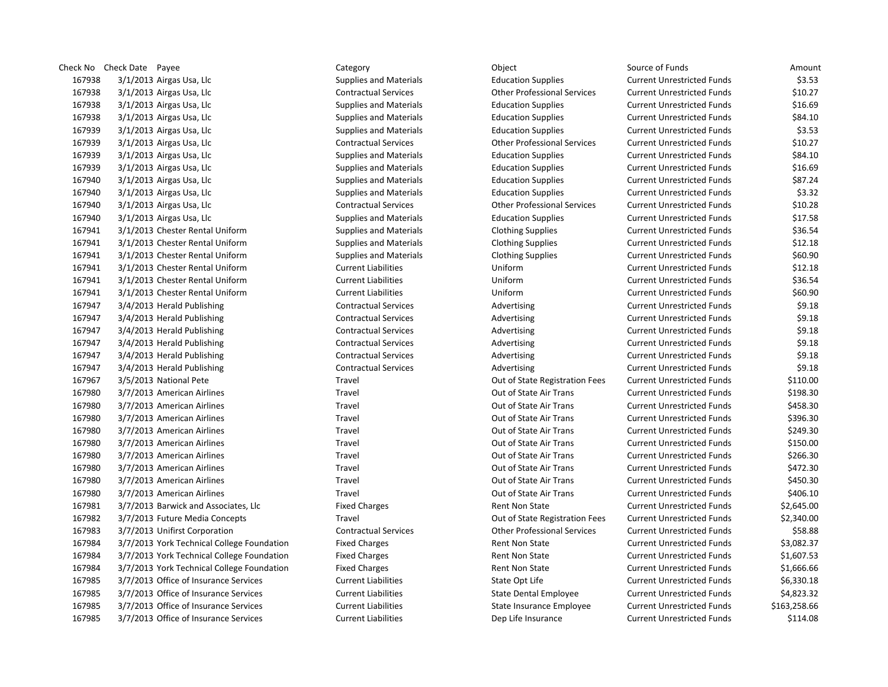| Check No | Check Date | Payee | Category | Object | Source of Funds | Amount |
|---|---|---|---|---|---|---|
| 167938 | 3/1/2013 | Airgas Usa, Llc | Supplies and Materials | Education Supplies | Current Unrestricted Funds | $3.53 |
| 167938 | 3/1/2013 | Airgas Usa, Llc | Contractual Services | Other Professional Services | Current Unrestricted Funds | $10.27 |
| 167938 | 3/1/2013 | Airgas Usa, Llc | Supplies and Materials | Education Supplies | Current Unrestricted Funds | $16.69 |
| 167938 | 3/1/2013 | Airgas Usa, Llc | Supplies and Materials | Education Supplies | Current Unrestricted Funds | $84.10 |
| 167939 | 3/1/2013 | Airgas Usa, Llc | Supplies and Materials | Education Supplies | Current Unrestricted Funds | $3.53 |
| 167939 | 3/1/2013 | Airgas Usa, Llc | Contractual Services | Other Professional Services | Current Unrestricted Funds | $10.27 |
| 167939 | 3/1/2013 | Airgas Usa, Llc | Supplies and Materials | Education Supplies | Current Unrestricted Funds | $84.10 |
| 167939 | 3/1/2013 | Airgas Usa, Llc | Supplies and Materials | Education Supplies | Current Unrestricted Funds | $16.69 |
| 167940 | 3/1/2013 | Airgas Usa, Llc | Supplies and Materials | Education Supplies | Current Unrestricted Funds | $87.24 |
| 167940 | 3/1/2013 | Airgas Usa, Llc | Supplies and Materials | Education Supplies | Current Unrestricted Funds | $3.32 |
| 167940 | 3/1/2013 | Airgas Usa, Llc | Contractual Services | Other Professional Services | Current Unrestricted Funds | $10.28 |
| 167940 | 3/1/2013 | Airgas Usa, Llc | Supplies and Materials | Education Supplies | Current Unrestricted Funds | $17.58 |
| 167941 | 3/1/2013 | Chester Rental Uniform | Supplies and Materials | Clothing Supplies | Current Unrestricted Funds | $36.54 |
| 167941 | 3/1/2013 | Chester Rental Uniform | Supplies and Materials | Clothing Supplies | Current Unrestricted Funds | $12.18 |
| 167941 | 3/1/2013 | Chester Rental Uniform | Supplies and Materials | Clothing Supplies | Current Unrestricted Funds | $60.90 |
| 167941 | 3/1/2013 | Chester Rental Uniform | Current Liabilities | Uniform | Current Unrestricted Funds | $12.18 |
| 167941 | 3/1/2013 | Chester Rental Uniform | Current Liabilities | Uniform | Current Unrestricted Funds | $36.54 |
| 167941 | 3/1/2013 | Chester Rental Uniform | Current Liabilities | Uniform | Current Unrestricted Funds | $60.90 |
| 167947 | 3/4/2013 | Herald Publishing | Contractual Services | Advertising | Current Unrestricted Funds | $9.18 |
| 167947 | 3/4/2013 | Herald Publishing | Contractual Services | Advertising | Current Unrestricted Funds | $9.18 |
| 167947 | 3/4/2013 | Herald Publishing | Contractual Services | Advertising | Current Unrestricted Funds | $9.18 |
| 167947 | 3/4/2013 | Herald Publishing | Contractual Services | Advertising | Current Unrestricted Funds | $9.18 |
| 167947 | 3/4/2013 | Herald Publishing | Contractual Services | Advertising | Current Unrestricted Funds | $9.18 |
| 167947 | 3/4/2013 | Herald Publishing | Contractual Services | Advertising | Current Unrestricted Funds | $9.18 |
| 167967 | 3/5/2013 | National Pete | Travel | Out of State Registration Fees | Current Unrestricted Funds | $110.00 |
| 167980 | 3/7/2013 | American Airlines | Travel | Out of State Air Trans | Current Unrestricted Funds | $198.30 |
| 167980 | 3/7/2013 | American Airlines | Travel | Out of State Air Trans | Current Unrestricted Funds | $458.30 |
| 167980 | 3/7/2013 | American Airlines | Travel | Out of State Air Trans | Current Unrestricted Funds | $396.30 |
| 167980 | 3/7/2013 | American Airlines | Travel | Out of State Air Trans | Current Unrestricted Funds | $249.30 |
| 167980 | 3/7/2013 | American Airlines | Travel | Out of State Air Trans | Current Unrestricted Funds | $150.00 |
| 167980 | 3/7/2013 | American Airlines | Travel | Out of State Air Trans | Current Unrestricted Funds | $266.30 |
| 167980 | 3/7/2013 | American Airlines | Travel | Out of State Air Trans | Current Unrestricted Funds | $472.30 |
| 167980 | 3/7/2013 | American Airlines | Travel | Out of State Air Trans | Current Unrestricted Funds | $450.30 |
| 167980 | 3/7/2013 | American Airlines | Travel | Out of State Air Trans | Current Unrestricted Funds | $406.10 |
| 167981 | 3/7/2013 | Barwick and Associates, Llc | Fixed Charges | Rent Non State | Current Unrestricted Funds | $2,645.00 |
| 167982 | 3/7/2013 | Future Media Concepts | Travel | Out of State Registration Fees | Current Unrestricted Funds | $2,340.00 |
| 167983 | 3/7/2013 | Unifirst Corporation | Contractual Services | Other Professional Services | Current Unrestricted Funds | $58.88 |
| 167984 | 3/7/2013 | York Technical College Foundation | Fixed Charges | Rent Non State | Current Unrestricted Funds | $3,082.37 |
| 167984 | 3/7/2013 | York Technical College Foundation | Fixed Charges | Rent Non State | Current Unrestricted Funds | $1,607.53 |
| 167984 | 3/7/2013 | York Technical College Foundation | Fixed Charges | Rent Non State | Current Unrestricted Funds | $1,666.66 |
| 167985 | 3/7/2013 | Office of Insurance Services | Current Liabilities | State Opt Life | Current Unrestricted Funds | $6,330.18 |
| 167985 | 3/7/2013 | Office of Insurance Services | Current Liabilities | State Dental Employee | Current Unrestricted Funds | $4,823.32 |
| 167985 | 3/7/2013 | Office of Insurance Services | Current Liabilities | State Insurance Employee | Current Unrestricted Funds | $163,258.66 |
| 167985 | 3/7/2013 | Office of Insurance Services | Current Liabilities | Dep Life Insurance | Current Unrestricted Funds | $114.08 |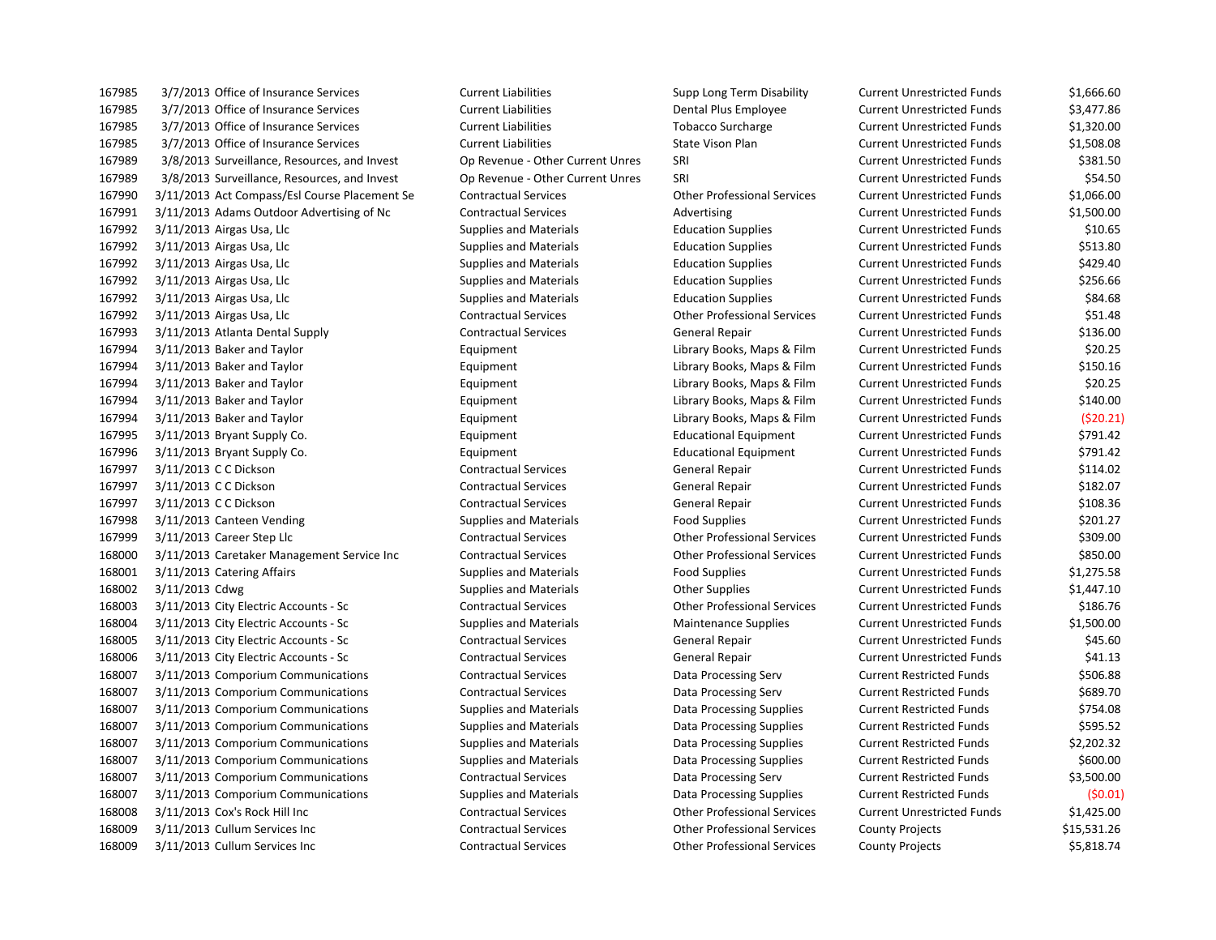| | | | | | | |
|---|---|---|---|---|---|---|
| 167985 | 3/7/2013 | Office of Insurance Services | Current Liabilities | Supp Long Term Disability | Current Unrestricted Funds | $1,666.60 |
| 167985 | 3/7/2013 | Office of Insurance Services | Current Liabilities | Dental Plus Employee | Current Unrestricted Funds | $3,477.86 |
| 167985 | 3/7/2013 | Office of Insurance Services | Current Liabilities | Tobacco Surcharge | Current Unrestricted Funds | $1,320.00 |
| 167985 | 3/7/2013 | Office of Insurance Services | Current Liabilities | State Vison Plan | Current Unrestricted Funds | $1,508.08 |
| 167989 | 3/8/2013 | Surveillance, Resources, and Invest | Op Revenue - Other Current Unres | SRI | Current Unrestricted Funds | $381.50 |
| 167989 | 3/8/2013 | Surveillance, Resources, and Invest | Op Revenue - Other Current Unres | SRI | Current Unrestricted Funds | $54.50 |
| 167990 | 3/11/2013 | Act Compass/Esl Course Placement Se | Contractual Services | Other Professional Services | Current Unrestricted Funds | $1,066.00 |
| 167991 | 3/11/2013 | Adams Outdoor Advertising of Nc | Contractual Services | Advertising | Current Unrestricted Funds | $1,500.00 |
| 167992 | 3/11/2013 | Airgas Usa, Llc | Supplies and Materials | Education Supplies | Current Unrestricted Funds | $10.65 |
| 167992 | 3/11/2013 | Airgas Usa, Llc | Supplies and Materials | Education Supplies | Current Unrestricted Funds | $513.80 |
| 167992 | 3/11/2013 | Airgas Usa, Llc | Supplies and Materials | Education Supplies | Current Unrestricted Funds | $429.40 |
| 167992 | 3/11/2013 | Airgas Usa, Llc | Supplies and Materials | Education Supplies | Current Unrestricted Funds | $256.66 |
| 167992 | 3/11/2013 | Airgas Usa, Llc | Supplies and Materials | Education Supplies | Current Unrestricted Funds | $84.68 |
| 167992 | 3/11/2013 | Airgas Usa, Llc | Contractual Services | Other Professional Services | Current Unrestricted Funds | $51.48 |
| 167993 | 3/11/2013 | Atlanta Dental Supply | Contractual Services | General Repair | Current Unrestricted Funds | $136.00 |
| 167994 | 3/11/2013 | Baker and Taylor | Equipment | Library Books, Maps & Film | Current Unrestricted Funds | $20.25 |
| 167994 | 3/11/2013 | Baker and Taylor | Equipment | Library Books, Maps & Film | Current Unrestricted Funds | $150.16 |
| 167994 | 3/11/2013 | Baker and Taylor | Equipment | Library Books, Maps & Film | Current Unrestricted Funds | $20.25 |
| 167994 | 3/11/2013 | Baker and Taylor | Equipment | Library Books, Maps & Film | Current Unrestricted Funds | $140.00 |
| 167994 | 3/11/2013 | Baker and Taylor | Equipment | Library Books, Maps & Film | Current Unrestricted Funds | ($20.21) |
| 167995 | 3/11/2013 | Bryant Supply Co. | Equipment | Educational Equipment | Current Unrestricted Funds | $791.42 |
| 167996 | 3/11/2013 | Bryant Supply Co. | Equipment | Educational Equipment | Current Unrestricted Funds | $791.42 |
| 167997 | 3/11/2013 | C C Dickson | Contractual Services | General Repair | Current Unrestricted Funds | $114.02 |
| 167997 | 3/11/2013 | C C Dickson | Contractual Services | General Repair | Current Unrestricted Funds | $182.07 |
| 167997 | 3/11/2013 | C C Dickson | Contractual Services | General Repair | Current Unrestricted Funds | $108.36 |
| 167998 | 3/11/2013 | Canteen Vending | Supplies and Materials | Food Supplies | Current Unrestricted Funds | $201.27 |
| 167999 | 3/11/2013 | Career Step Llc | Contractual Services | Other Professional Services | Current Unrestricted Funds | $309.00 |
| 168000 | 3/11/2013 | Caretaker Management Service Inc | Contractual Services | Other Professional Services | Current Unrestricted Funds | $850.00 |
| 168001 | 3/11/2013 | Catering Affairs | Supplies and Materials | Food Supplies | Current Unrestricted Funds | $1,275.58 |
| 168002 | 3/11/2013 | Cdwg | Supplies and Materials | Other Supplies | Current Unrestricted Funds | $1,447.10 |
| 168003 | 3/11/2013 | City Electric Accounts - Sc | Contractual Services | Other Professional Services | Current Unrestricted Funds | $186.76 |
| 168004 | 3/11/2013 | City Electric Accounts - Sc | Supplies and Materials | Maintenance Supplies | Current Unrestricted Funds | $1,500.00 |
| 168005 | 3/11/2013 | City Electric Accounts - Sc | Contractual Services | General Repair | Current Unrestricted Funds | $45.60 |
| 168006 | 3/11/2013 | City Electric Accounts - Sc | Contractual Services | General Repair | Current Unrestricted Funds | $41.13 |
| 168007 | 3/11/2013 | Comporium Communications | Contractual Services | Data Processing Serv | Current Restricted Funds | $506.88 |
| 168007 | 3/11/2013 | Comporium Communications | Contractual Services | Data Processing Serv | Current Restricted Funds | $689.70 |
| 168007 | 3/11/2013 | Comporium Communications | Supplies and Materials | Data Processing Supplies | Current Restricted Funds | $754.08 |
| 168007 | 3/11/2013 | Comporium Communications | Supplies and Materials | Data Processing Supplies | Current Restricted Funds | $595.52 |
| 168007 | 3/11/2013 | Comporium Communications | Supplies and Materials | Data Processing Supplies | Current Restricted Funds | $2,202.32 |
| 168007 | 3/11/2013 | Comporium Communications | Supplies and Materials | Data Processing Supplies | Current Restricted Funds | $600.00 |
| 168007 | 3/11/2013 | Comporium Communications | Contractual Services | Data Processing Serv | Current Restricted Funds | $3,500.00 |
| 168007 | 3/11/2013 | Comporium Communications | Supplies and Materials | Data Processing Supplies | Current Restricted Funds | ($0.01) |
| 168008 | 3/11/2013 | Cox's Rock Hill Inc | Contractual Services | Other Professional Services | Current Unrestricted Funds | $1,425.00 |
| 168009 | 3/11/2013 | Cullum Services Inc | Contractual Services | Other Professional Services | County Projects | $15,531.26 |
| 168009 | 3/11/2013 | Cullum Services Inc | Contractual Services | Other Professional Services | County Projects | $5,818.74 |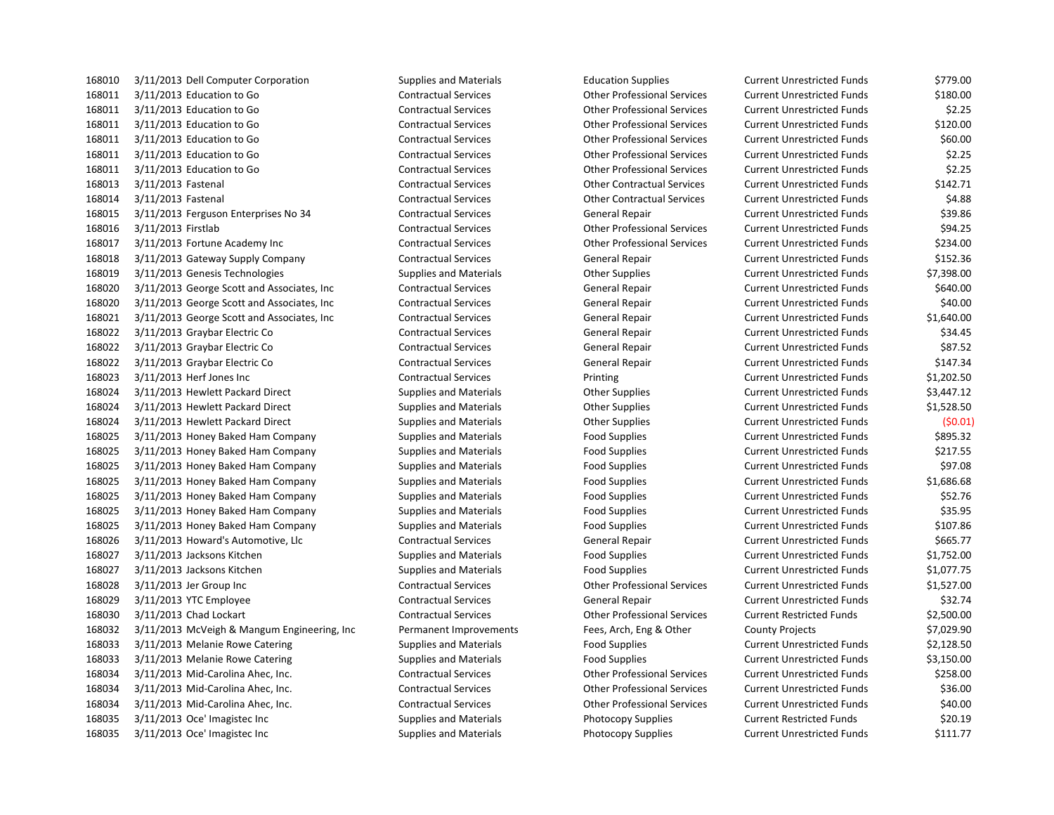| | | | | | | |
|---|---|---|---|---|---|---|
| 168010 | 3/11/2013 | Dell Computer Corporation | Supplies and Materials | Education Supplies | Current Unrestricted Funds | $779.00 |
| 168011 | 3/11/2013 | Education to Go | Contractual Services | Other Professional Services | Current Unrestricted Funds | $180.00 |
| 168011 | 3/11/2013 | Education to Go | Contractual Services | Other Professional Services | Current Unrestricted Funds | $2.25 |
| 168011 | 3/11/2013 | Education to Go | Contractual Services | Other Professional Services | Current Unrestricted Funds | $120.00 |
| 168011 | 3/11/2013 | Education to Go | Contractual Services | Other Professional Services | Current Unrestricted Funds | $60.00 |
| 168011 | 3/11/2013 | Education to Go | Contractual Services | Other Professional Services | Current Unrestricted Funds | $2.25 |
| 168011 | 3/11/2013 | Education to Go | Contractual Services | Other Professional Services | Current Unrestricted Funds | $2.25 |
| 168013 | 3/11/2013 | Fastenal | Contractual Services | Other Contractual Services | Current Unrestricted Funds | $142.71 |
| 168014 | 3/11/2013 | Fastenal | Contractual Services | Other Contractual Services | Current Unrestricted Funds | $4.88 |
| 168015 | 3/11/2013 | Ferguson Enterprises No 34 | Contractual Services | General Repair | Current Unrestricted Funds | $39.86 |
| 168016 | 3/11/2013 | Firstlab | Contractual Services | Other Professional Services | Current Unrestricted Funds | $94.25 |
| 168017 | 3/11/2013 | Fortune Academy Inc | Contractual Services | Other Professional Services | Current Unrestricted Funds | $234.00 |
| 168018 | 3/11/2013 | Gateway Supply Company | Contractual Services | General Repair | Current Unrestricted Funds | $152.36 |
| 168019 | 3/11/2013 | Genesis Technologies | Supplies and Materials | Other Supplies | Current Unrestricted Funds | $7,398.00 |
| 168020 | 3/11/2013 | George Scott and Associates, Inc | Contractual Services | General Repair | Current Unrestricted Funds | $640.00 |
| 168020 | 3/11/2013 | George Scott and Associates, Inc | Contractual Services | General Repair | Current Unrestricted Funds | $40.00 |
| 168021 | 3/11/2013 | George Scott and Associates, Inc | Contractual Services | General Repair | Current Unrestricted Funds | $1,640.00 |
| 168022 | 3/11/2013 | Graybar Electric Co | Contractual Services | General Repair | Current Unrestricted Funds | $34.45 |
| 168022 | 3/11/2013 | Graybar Electric Co | Contractual Services | General Repair | Current Unrestricted Funds | $87.52 |
| 168022 | 3/11/2013 | Graybar Electric Co | Contractual Services | General Repair | Current Unrestricted Funds | $147.34 |
| 168023 | 3/11/2013 | Herf Jones Inc | Contractual Services | Printing | Current Unrestricted Funds | $1,202.50 |
| 168024 | 3/11/2013 | Hewlett Packard Direct | Supplies and Materials | Other Supplies | Current Unrestricted Funds | $3,447.12 |
| 168024 | 3/11/2013 | Hewlett Packard Direct | Supplies and Materials | Other Supplies | Current Unrestricted Funds | $1,528.50 |
| 168024 | 3/11/2013 | Hewlett Packard Direct | Supplies and Materials | Other Supplies | Current Unrestricted Funds | ($0.01) |
| 168025 | 3/11/2013 | Honey Baked Ham Company | Supplies and Materials | Food Supplies | Current Unrestricted Funds | $895.32 |
| 168025 | 3/11/2013 | Honey Baked Ham Company | Supplies and Materials | Food Supplies | Current Unrestricted Funds | $217.55 |
| 168025 | 3/11/2013 | Honey Baked Ham Company | Supplies and Materials | Food Supplies | Current Unrestricted Funds | $97.08 |
| 168025 | 3/11/2013 | Honey Baked Ham Company | Supplies and Materials | Food Supplies | Current Unrestricted Funds | $1,686.68 |
| 168025 | 3/11/2013 | Honey Baked Ham Company | Supplies and Materials | Food Supplies | Current Unrestricted Funds | $52.76 |
| 168025 | 3/11/2013 | Honey Baked Ham Company | Supplies and Materials | Food Supplies | Current Unrestricted Funds | $35.95 |
| 168025 | 3/11/2013 | Honey Baked Ham Company | Supplies and Materials | Food Supplies | Current Unrestricted Funds | $107.86 |
| 168026 | 3/11/2013 | Howard's Automotive, Llc | Contractual Services | General Repair | Current Unrestricted Funds | $665.77 |
| 168027 | 3/11/2013 | Jacksons Kitchen | Supplies and Materials | Food Supplies | Current Unrestricted Funds | $1,752.00 |
| 168027 | 3/11/2013 | Jacksons Kitchen | Supplies and Materials | Food Supplies | Current Unrestricted Funds | $1,077.75 |
| 168028 | 3/11/2013 | Jer Group Inc | Contractual Services | Other Professional Services | Current Unrestricted Funds | $1,527.00 |
| 168029 | 3/11/2013 | YTC Employee | Contractual Services | General Repair | Current Unrestricted Funds | $32.74 |
| 168030 | 3/11/2013 | Chad Lockart | Contractual Services | Other Professional Services | Current Restricted Funds | $2,500.00 |
| 168032 | 3/11/2013 | McVeigh & Mangum Engineering, Inc | Permanent Improvements | Fees, Arch, Eng & Other | County Projects | $7,029.90 |
| 168033 | 3/11/2013 | Melanie Rowe Catering | Supplies and Materials | Food Supplies | Current Unrestricted Funds | $2,128.50 |
| 168033 | 3/11/2013 | Melanie Rowe Catering | Supplies and Materials | Food Supplies | Current Unrestricted Funds | $3,150.00 |
| 168034 | 3/11/2013 | Mid-Carolina Ahec, Inc. | Contractual Services | Other Professional Services | Current Unrestricted Funds | $258.00 |
| 168034 | 3/11/2013 | Mid-Carolina Ahec, Inc. | Contractual Services | Other Professional Services | Current Unrestricted Funds | $36.00 |
| 168034 | 3/11/2013 | Mid-Carolina Ahec, Inc. | Contractual Services | Other Professional Services | Current Unrestricted Funds | $40.00 |
| 168035 | 3/11/2013 | Oce' Imagistec Inc | Supplies and Materials | Photocopy Supplies | Current Restricted Funds | $20.19 |
| 168035 | 3/11/2013 | Oce' Imagistec Inc | Supplies and Materials | Photocopy Supplies | Current Unrestricted Funds | $111.77 |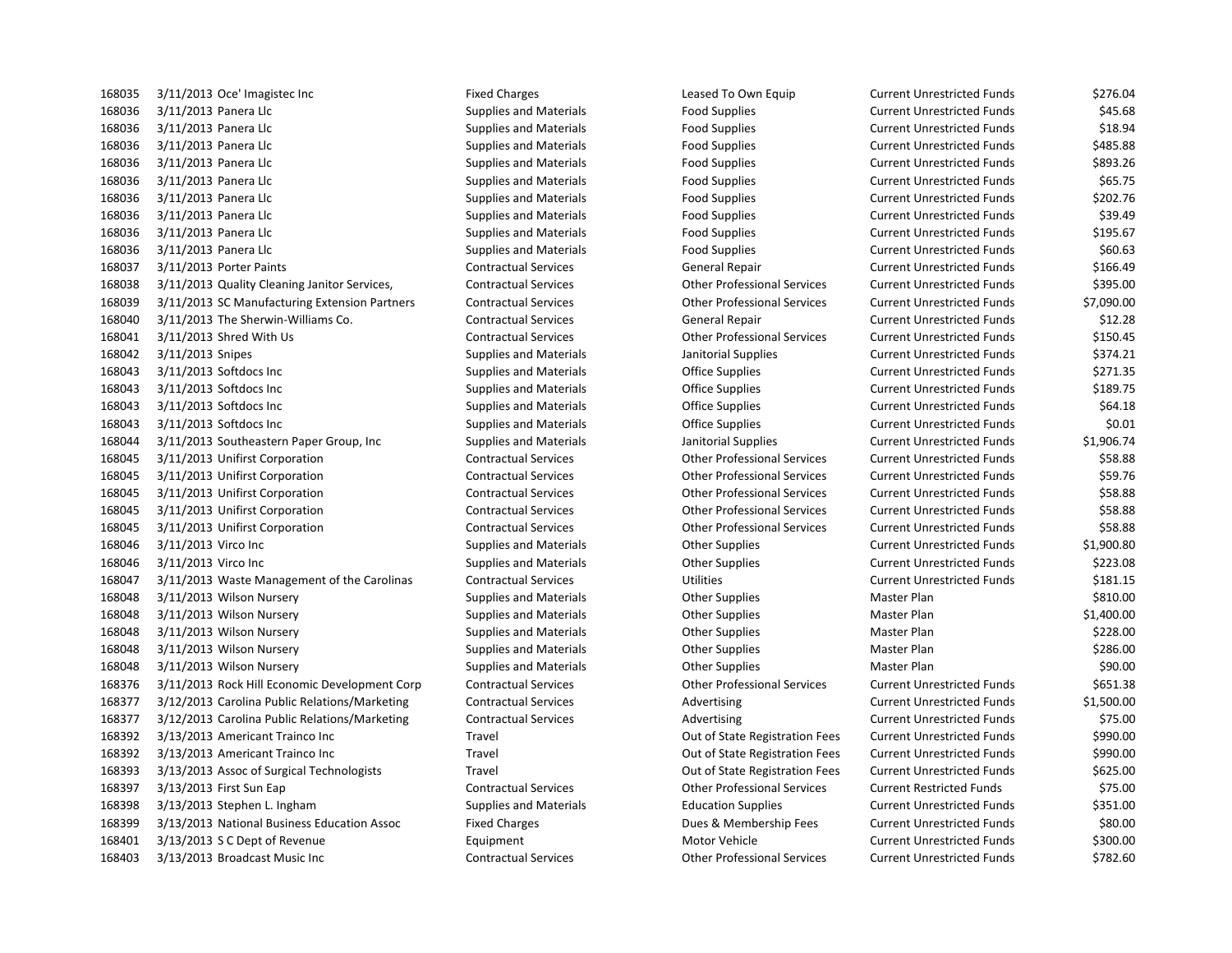| | | | | | | |
|---|---|---|---|---|---|---|
| 168035 | 3/11/2013 | Oce' Imagistec Inc | Fixed Charges | Leased To Own Equip | Current Unrestricted Funds | $276.04 |
| 168036 | 3/11/2013 | Panera Llc | Supplies and Materials | Food Supplies | Current Unrestricted Funds | $45.68 |
| 168036 | 3/11/2013 | Panera Llc | Supplies and Materials | Food Supplies | Current Unrestricted Funds | $18.94 |
| 168036 | 3/11/2013 | Panera Llc | Supplies and Materials | Food Supplies | Current Unrestricted Funds | $485.88 |
| 168036 | 3/11/2013 | Panera Llc | Supplies and Materials | Food Supplies | Current Unrestricted Funds | $893.26 |
| 168036 | 3/11/2013 | Panera Llc | Supplies and Materials | Food Supplies | Current Unrestricted Funds | $65.75 |
| 168036 | 3/11/2013 | Panera Llc | Supplies and Materials | Food Supplies | Current Unrestricted Funds | $202.76 |
| 168036 | 3/11/2013 | Panera Llc | Supplies and Materials | Food Supplies | Current Unrestricted Funds | $39.49 |
| 168036 | 3/11/2013 | Panera Llc | Supplies and Materials | Food Supplies | Current Unrestricted Funds | $195.67 |
| 168036 | 3/11/2013 | Panera Llc | Supplies and Materials | Food Supplies | Current Unrestricted Funds | $60.63 |
| 168037 | 3/11/2013 | Porter Paints | Contractual Services | General Repair | Current Unrestricted Funds | $166.49 |
| 168038 | 3/11/2013 | Quality Cleaning Janitor Services, | Contractual Services | Other Professional Services | Current Unrestricted Funds | $395.00 |
| 168039 | 3/11/2013 | SC Manufacturing Extension Partners | Contractual Services | Other Professional Services | Current Unrestricted Funds | $7,090.00 |
| 168040 | 3/11/2013 | The Sherwin-Williams Co. | Contractual Services | General Repair | Current Unrestricted Funds | $12.28 |
| 168041 | 3/11/2013 | Shred With Us | Contractual Services | Other Professional Services | Current Unrestricted Funds | $150.45 |
| 168042 | 3/11/2013 | Snipes | Supplies and Materials | Janitorial Supplies | Current Unrestricted Funds | $374.21 |
| 168043 | 3/11/2013 | Softdocs Inc | Supplies and Materials | Office Supplies | Current Unrestricted Funds | $271.35 |
| 168043 | 3/11/2013 | Softdocs Inc | Supplies and Materials | Office Supplies | Current Unrestricted Funds | $189.75 |
| 168043 | 3/11/2013 | Softdocs Inc | Supplies and Materials | Office Supplies | Current Unrestricted Funds | $64.18 |
| 168043 | 3/11/2013 | Softdocs Inc | Supplies and Materials | Office Supplies | Current Unrestricted Funds | $0.01 |
| 168044 | 3/11/2013 | Southeastern Paper Group, Inc | Supplies and Materials | Janitorial Supplies | Current Unrestricted Funds | $1,906.74 |
| 168045 | 3/11/2013 | Unifirst Corporation | Contractual Services | Other Professional Services | Current Unrestricted Funds | $58.88 |
| 168045 | 3/11/2013 | Unifirst Corporation | Contractual Services | Other Professional Services | Current Unrestricted Funds | $59.76 |
| 168045 | 3/11/2013 | Unifirst Corporation | Contractual Services | Other Professional Services | Current Unrestricted Funds | $58.88 |
| 168045 | 3/11/2013 | Unifirst Corporation | Contractual Services | Other Professional Services | Current Unrestricted Funds | $58.88 |
| 168045 | 3/11/2013 | Unifirst Corporation | Contractual Services | Other Professional Services | Current Unrestricted Funds | $58.88 |
| 168046 | 3/11/2013 | Virco Inc | Supplies and Materials | Other Supplies | Current Unrestricted Funds | $1,900.80 |
| 168046 | 3/11/2013 | Virco Inc | Supplies and Materials | Other Supplies | Current Unrestricted Funds | $223.08 |
| 168047 | 3/11/2013 | Waste Management of the Carolinas | Contractual Services | Utilities | Current Unrestricted Funds | $181.15 |
| 168048 | 3/11/2013 | Wilson Nursery | Supplies and Materials | Other Supplies | Master Plan | $810.00 |
| 168048 | 3/11/2013 | Wilson Nursery | Supplies and Materials | Other Supplies | Master Plan | $1,400.00 |
| 168048 | 3/11/2013 | Wilson Nursery | Supplies and Materials | Other Supplies | Master Plan | $228.00 |
| 168048 | 3/11/2013 | Wilson Nursery | Supplies and Materials | Other Supplies | Master Plan | $286.00 |
| 168048 | 3/11/2013 | Wilson Nursery | Supplies and Materials | Other Supplies | Master Plan | $90.00 |
| 168376 | 3/11/2013 | Rock Hill Economic Development Corp | Contractual Services | Other Professional Services | Current Unrestricted Funds | $651.38 |
| 168377 | 3/12/2013 | Carolina Public Relations/Marketing | Contractual Services | Advertising | Current Unrestricted Funds | $1,500.00 |
| 168377 | 3/12/2013 | Carolina Public Relations/Marketing | Contractual Services | Advertising | Current Unrestricted Funds | $75.00 |
| 168392 | 3/13/2013 | Americant Trainco Inc | Travel | Out of State Registration Fees | Current Unrestricted Funds | $990.00 |
| 168392 | 3/13/2013 | Americant Trainco Inc | Travel | Out of State Registration Fees | Current Unrestricted Funds | $990.00 |
| 168393 | 3/13/2013 | Assoc of Surgical Technologists | Travel | Out of State Registration Fees | Current Unrestricted Funds | $625.00 |
| 168397 | 3/13/2013 | First Sun Eap | Contractual Services | Other Professional Services | Current Restricted Funds | $75.00 |
| 168398 | 3/13/2013 | Stephen L. Ingham | Supplies and Materials | Education Supplies | Current Unrestricted Funds | $351.00 |
| 168399 | 3/13/2013 | National Business Education Assoc | Fixed Charges | Dues & Membership Fees | Current Unrestricted Funds | $80.00 |
| 168401 | 3/13/2013 | S C Dept of Revenue | Equipment | Motor Vehicle | Current Unrestricted Funds | $300.00 |
| 168403 | 3/13/2013 | Broadcast Music Inc | Contractual Services | Other Professional Services | Current Unrestricted Funds | $782.60 |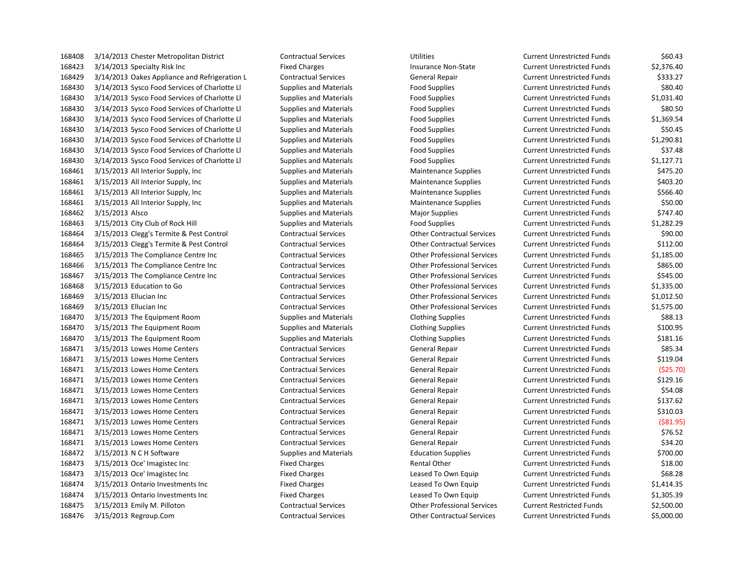| | | | | | | |
|---|---|---|---|---|---|---|
| 168408 | 3/14/2013 | Chester Metropolitan District | Contractual Services | Utilities | Current Unrestricted Funds | $60.43 |
| 168423 | 3/14/2013 | Specialty Risk Inc | Fixed Charges | Insurance Non-State | Current Unrestricted Funds | $2,376.40 |
| 168429 | 3/14/2013 | Oakes Appliance and Refrigeration L | Contractual Services | General Repair | Current Unrestricted Funds | $333.27 |
| 168430 | 3/14/2013 | Sysco Food Services of Charlotte Ll | Supplies and Materials | Food Supplies | Current Unrestricted Funds | $80.40 |
| 168430 | 3/14/2013 | Sysco Food Services of Charlotte Ll | Supplies and Materials | Food Supplies | Current Unrestricted Funds | $1,031.40 |
| 168430 | 3/14/2013 | Sysco Food Services of Charlotte Ll | Supplies and Materials | Food Supplies | Current Unrestricted Funds | $80.50 |
| 168430 | 3/14/2013 | Sysco Food Services of Charlotte Ll | Supplies and Materials | Food Supplies | Current Unrestricted Funds | $1,369.54 |
| 168430 | 3/14/2013 | Sysco Food Services of Charlotte Ll | Supplies and Materials | Food Supplies | Current Unrestricted Funds | $50.45 |
| 168430 | 3/14/2013 | Sysco Food Services of Charlotte Ll | Supplies and Materials | Food Supplies | Current Unrestricted Funds | $1,290.81 |
| 168430 | 3/14/2013 | Sysco Food Services of Charlotte Ll | Supplies and Materials | Food Supplies | Current Unrestricted Funds | $37.48 |
| 168430 | 3/14/2013 | Sysco Food Services of Charlotte Ll | Supplies and Materials | Food Supplies | Current Unrestricted Funds | $1,127.71 |
| 168461 | 3/15/2013 | All Interior Supply, Inc | Supplies and Materials | Maintenance Supplies | Current Unrestricted Funds | $475.20 |
| 168461 | 3/15/2013 | All Interior Supply, Inc | Supplies and Materials | Maintenance Supplies | Current Unrestricted Funds | $403.20 |
| 168461 | 3/15/2013 | All Interior Supply, Inc | Supplies and Materials | Maintenance Supplies | Current Unrestricted Funds | $566.40 |
| 168461 | 3/15/2013 | All Interior Supply, Inc | Supplies and Materials | Maintenance Supplies | Current Unrestricted Funds | $50.00 |
| 168462 | 3/15/2013 | Alsco | Supplies and Materials | Major Supplies | Current Unrestricted Funds | $747.40 |
| 168463 | 3/15/2013 | City Club of Rock Hill | Supplies and Materials | Food Supplies | Current Unrestricted Funds | $1,282.29 |
| 168464 | 3/15/2013 | Clegg's Termite & Pest Control | Contractual Services | Other Contractual Services | Current Unrestricted Funds | $90.00 |
| 168464 | 3/15/2013 | Clegg's Termite & Pest Control | Contractual Services | Other Contractual Services | Current Unrestricted Funds | $112.00 |
| 168465 | 3/15/2013 | The Compliance Centre Inc | Contractual Services | Other Professional Services | Current Unrestricted Funds | $1,185.00 |
| 168466 | 3/15/2013 | The Compliance Centre Inc | Contractual Services | Other Professional Services | Current Unrestricted Funds | $865.00 |
| 168467 | 3/15/2013 | The Compliance Centre Inc | Contractual Services | Other Professional Services | Current Unrestricted Funds | $545.00 |
| 168468 | 3/15/2013 | Education to Go | Contractual Services | Other Professional Services | Current Unrestricted Funds | $1,335.00 |
| 168469 | 3/15/2013 | Ellucian Inc | Contractual Services | Other Professional Services | Current Unrestricted Funds | $1,012.50 |
| 168469 | 3/15/2013 | Ellucian Inc | Contractual Services | Other Professional Services | Current Unrestricted Funds | $1,575.00 |
| 168470 | 3/15/2013 | The Equipment Room | Supplies and Materials | Clothing Supplies | Current Unrestricted Funds | $88.13 |
| 168470 | 3/15/2013 | The Equipment Room | Supplies and Materials | Clothing Supplies | Current Unrestricted Funds | $100.95 |
| 168470 | 3/15/2013 | The Equipment Room | Supplies and Materials | Clothing Supplies | Current Unrestricted Funds | $181.16 |
| 168471 | 3/15/2013 | Lowes Home Centers | Contractual Services | General Repair | Current Unrestricted Funds | $85.34 |
| 168471 | 3/15/2013 | Lowes Home Centers | Contractual Services | General Repair | Current Unrestricted Funds | $119.04 |
| 168471 | 3/15/2013 | Lowes Home Centers | Contractual Services | General Repair | Current Unrestricted Funds | ($25.70) |
| 168471 | 3/15/2013 | Lowes Home Centers | Contractual Services | General Repair | Current Unrestricted Funds | $129.16 |
| 168471 | 3/15/2013 | Lowes Home Centers | Contractual Services | General Repair | Current Unrestricted Funds | $54.08 |
| 168471 | 3/15/2013 | Lowes Home Centers | Contractual Services | General Repair | Current Unrestricted Funds | $137.62 |
| 168471 | 3/15/2013 | Lowes Home Centers | Contractual Services | General Repair | Current Unrestricted Funds | $310.03 |
| 168471 | 3/15/2013 | Lowes Home Centers | Contractual Services | General Repair | Current Unrestricted Funds | ($81.95) |
| 168471 | 3/15/2013 | Lowes Home Centers | Contractual Services | General Repair | Current Unrestricted Funds | $76.52 |
| 168471 | 3/15/2013 | Lowes Home Centers | Contractual Services | General Repair | Current Unrestricted Funds | $34.20 |
| 168472 | 3/15/2013 | N C H Software | Supplies and Materials | Education Supplies | Current Unrestricted Funds | $700.00 |
| 168473 | 3/15/2013 | Oce' Imagistec Inc | Fixed Charges | Rental Other | Current Unrestricted Funds | $18.00 |
| 168473 | 3/15/2013 | Oce' Imagistec Inc | Fixed Charges | Leased To Own Equip | Current Unrestricted Funds | $68.28 |
| 168474 | 3/15/2013 | Ontario Investments Inc | Fixed Charges | Leased To Own Equip | Current Unrestricted Funds | $1,414.35 |
| 168474 | 3/15/2013 | Ontario Investments Inc | Fixed Charges | Leased To Own Equip | Current Unrestricted Funds | $1,305.39 |
| 168475 | 3/15/2013 | Emily M. Pilloton | Contractual Services | Other Professional Services | Current Restricted Funds | $2,500.00 |
| 168476 | 3/15/2013 | Regroup.Com | Contractual Services | Other Contractual Services | Current Unrestricted Funds | $5,000.00 |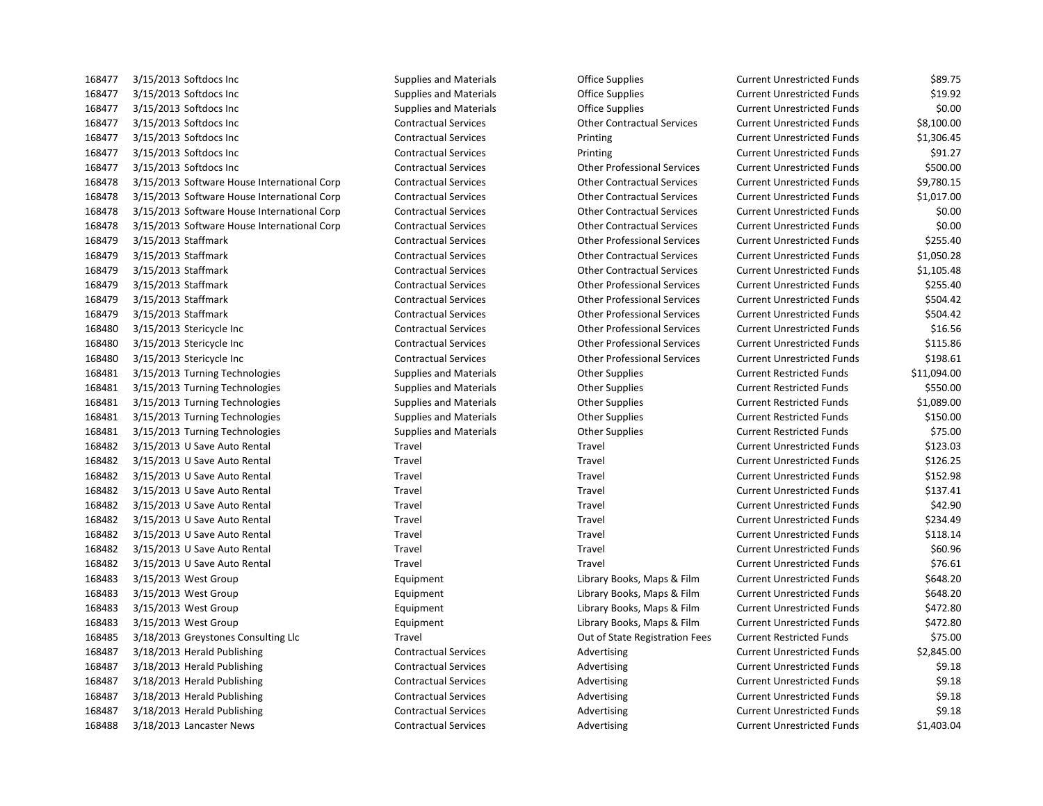| | | | | | | |
|---|---|---|---|---|---|---|
| 168477 | 3/15/2013 | Softdocs Inc | Supplies and Materials | Office Supplies | Current Unrestricted Funds | $89.75 |
| 168477 | 3/15/2013 | Softdocs Inc | Supplies and Materials | Office Supplies | Current Unrestricted Funds | $19.92 |
| 168477 | 3/15/2013 | Softdocs Inc | Supplies and Materials | Office Supplies | Current Unrestricted Funds | $0.00 |
| 168477 | 3/15/2013 | Softdocs Inc | Contractual Services | Other Contractual Services | Current Unrestricted Funds | $8,100.00 |
| 168477 | 3/15/2013 | Softdocs Inc | Contractual Services | Printing | Current Unrestricted Funds | $1,306.45 |
| 168477 | 3/15/2013 | Softdocs Inc | Contractual Services | Printing | Current Unrestricted Funds | $91.27 |
| 168477 | 3/15/2013 | Softdocs Inc | Contractual Services | Other Professional Services | Current Unrestricted Funds | $500.00 |
| 168478 | 3/15/2013 | Software House International Corp | Contractual Services | Other Contractual Services | Current Unrestricted Funds | $9,780.15 |
| 168478 | 3/15/2013 | Software House International Corp | Contractual Services | Other Contractual Services | Current Unrestricted Funds | $1,017.00 |
| 168478 | 3/15/2013 | Software House International Corp | Contractual Services | Other Contractual Services | Current Unrestricted Funds | $0.00 |
| 168478 | 3/15/2013 | Software House International Corp | Contractual Services | Other Contractual Services | Current Unrestricted Funds | $0.00 |
| 168479 | 3/15/2013 | Staffmark | Contractual Services | Other Professional Services | Current Unrestricted Funds | $255.40 |
| 168479 | 3/15/2013 | Staffmark | Contractual Services | Other Contractual Services | Current Unrestricted Funds | $1,050.28 |
| 168479 | 3/15/2013 | Staffmark | Contractual Services | Other Contractual Services | Current Unrestricted Funds | $1,105.48 |
| 168479 | 3/15/2013 | Staffmark | Contractual Services | Other Professional Services | Current Unrestricted Funds | $255.40 |
| 168479 | 3/15/2013 | Staffmark | Contractual Services | Other Professional Services | Current Unrestricted Funds | $504.42 |
| 168479 | 3/15/2013 | Staffmark | Contractual Services | Other Professional Services | Current Unrestricted Funds | $504.42 |
| 168480 | 3/15/2013 | Stericycle Inc | Contractual Services | Other Professional Services | Current Unrestricted Funds | $16.56 |
| 168480 | 3/15/2013 | Stericycle Inc | Contractual Services | Other Professional Services | Current Unrestricted Funds | $115.86 |
| 168480 | 3/15/2013 | Stericycle Inc | Contractual Services | Other Professional Services | Current Unrestricted Funds | $198.61 |
| 168481 | 3/15/2013 | Turning Technologies | Supplies and Materials | Other Supplies | Current Restricted Funds | $11,094.00 |
| 168481 | 3/15/2013 | Turning Technologies | Supplies and Materials | Other Supplies | Current Restricted Funds | $550.00 |
| 168481 | 3/15/2013 | Turning Technologies | Supplies and Materials | Other Supplies | Current Restricted Funds | $1,089.00 |
| 168481 | 3/15/2013 | Turning Technologies | Supplies and Materials | Other Supplies | Current Restricted Funds | $150.00 |
| 168481 | 3/15/2013 | Turning Technologies | Supplies and Materials | Other Supplies | Current Restricted Funds | $75.00 |
| 168482 | 3/15/2013 | U Save Auto Rental | Travel | Travel | Current Unrestricted Funds | $123.03 |
| 168482 | 3/15/2013 | U Save Auto Rental | Travel | Travel | Current Unrestricted Funds | $126.25 |
| 168482 | 3/15/2013 | U Save Auto Rental | Travel | Travel | Current Unrestricted Funds | $152.98 |
| 168482 | 3/15/2013 | U Save Auto Rental | Travel | Travel | Current Unrestricted Funds | $137.41 |
| 168482 | 3/15/2013 | U Save Auto Rental | Travel | Travel | Current Unrestricted Funds | $42.90 |
| 168482 | 3/15/2013 | U Save Auto Rental | Travel | Travel | Current Unrestricted Funds | $234.49 |
| 168482 | 3/15/2013 | U Save Auto Rental | Travel | Travel | Current Unrestricted Funds | $118.14 |
| 168482 | 3/15/2013 | U Save Auto Rental | Travel | Travel | Current Unrestricted Funds | $60.96 |
| 168482 | 3/15/2013 | U Save Auto Rental | Travel | Travel | Current Unrestricted Funds | $76.61 |
| 168483 | 3/15/2013 | West Group | Equipment | Library Books, Maps & Film | Current Unrestricted Funds | $648.20 |
| 168483 | 3/15/2013 | West Group | Equipment | Library Books, Maps & Film | Current Unrestricted Funds | $648.20 |
| 168483 | 3/15/2013 | West Group | Equipment | Library Books, Maps & Film | Current Unrestricted Funds | $472.80 |
| 168483 | 3/15/2013 | West Group | Equipment | Library Books, Maps & Film | Current Unrestricted Funds | $472.80 |
| 168485 | 3/18/2013 | Greystones Consulting Llc | Travel | Out of State Registration Fees | Current Restricted Funds | $75.00 |
| 168487 | 3/18/2013 | Herald Publishing | Contractual Services | Advertising | Current Unrestricted Funds | $2,845.00 |
| 168487 | 3/18/2013 | Herald Publishing | Contractual Services | Advertising | Current Unrestricted Funds | $9.18 |
| 168487 | 3/18/2013 | Herald Publishing | Contractual Services | Advertising | Current Unrestricted Funds | $9.18 |
| 168487 | 3/18/2013 | Herald Publishing | Contractual Services | Advertising | Current Unrestricted Funds | $9.18 |
| 168487 | 3/18/2013 | Herald Publishing | Contractual Services | Advertising | Current Unrestricted Funds | $9.18 |
| 168488 | 3/18/2013 | Lancaster News | Contractual Services | Advertising | Current Unrestricted Funds | $1,403.04 |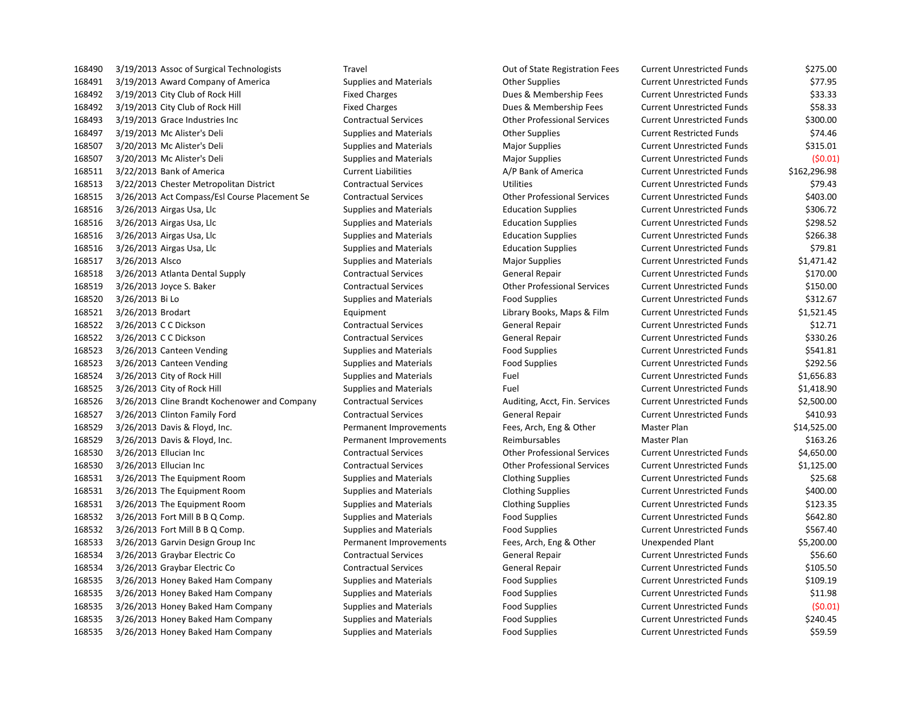| | | | | | | |
|---|---|---|---|---|---|---|
| 168490 | 3/19/2013 | Assoc of Surgical Technologists | Travel | Out of State Registration Fees | Current Unrestricted Funds | $275.00 |
| 168491 | 3/19/2013 | Award Company of America | Supplies and Materials | Other Supplies | Current Unrestricted Funds | $77.95 |
| 168492 | 3/19/2013 | City Club of Rock Hill | Fixed Charges | Dues & Membership Fees | Current Unrestricted Funds | $33.33 |
| 168492 | 3/19/2013 | City Club of Rock Hill | Fixed Charges | Dues & Membership Fees | Current Unrestricted Funds | $58.33 |
| 168493 | 3/19/2013 | Grace Industries Inc | Contractual Services | Other Professional Services | Current Unrestricted Funds | $300.00 |
| 168497 | 3/19/2013 | Mc Alister's Deli | Supplies and Materials | Other Supplies | Current Restricted Funds | $74.46 |
| 168507 | 3/20/2013 | Mc Alister's Deli | Supplies and Materials | Major Supplies | Current Unrestricted Funds | $315.01 |
| 168507 | 3/20/2013 | Mc Alister's Deli | Supplies and Materials | Major Supplies | Current Unrestricted Funds | ($0.01) |
| 168511 | 3/22/2013 | Bank of America | Current Liabilities | A/P Bank of America | Current Unrestricted Funds | $162,296.98 |
| 168513 | 3/22/2013 | Chester Metropolitan District | Contractual Services | Utilities | Current Unrestricted Funds | $79.43 |
| 168515 | 3/26/2013 | Act Compass/Esl Course Placement Se | Contractual Services | Other Professional Services | Current Unrestricted Funds | $403.00 |
| 168516 | 3/26/2013 | Airgas Usa, Llc | Supplies and Materials | Education Supplies | Current Unrestricted Funds | $306.72 |
| 168516 | 3/26/2013 | Airgas Usa, Llc | Supplies and Materials | Education Supplies | Current Unrestricted Funds | $298.52 |
| 168516 | 3/26/2013 | Airgas Usa, Llc | Supplies and Materials | Education Supplies | Current Unrestricted Funds | $266.38 |
| 168516 | 3/26/2013 | Airgas Usa, Llc | Supplies and Materials | Education Supplies | Current Unrestricted Funds | $79.81 |
| 168517 | 3/26/2013 | Alsco | Supplies and Materials | Major Supplies | Current Unrestricted Funds | $1,471.42 |
| 168518 | 3/26/2013 | Atlanta Dental Supply | Contractual Services | General Repair | Current Unrestricted Funds | $170.00 |
| 168519 | 3/26/2013 | Joyce S. Baker | Contractual Services | Other Professional Services | Current Unrestricted Funds | $150.00 |
| 168520 | 3/26/2013 | Bi Lo | Supplies and Materials | Food Supplies | Current Unrestricted Funds | $312.67 |
| 168521 | 3/26/2013 | Brodart | Equipment | Library Books, Maps & Film | Current Unrestricted Funds | $1,521.45 |
| 168522 | 3/26/2013 | C C Dickson | Contractual Services | General Repair | Current Unrestricted Funds | $12.71 |
| 168522 | 3/26/2013 | C C Dickson | Contractual Services | General Repair | Current Unrestricted Funds | $330.26 |
| 168523 | 3/26/2013 | Canteen Vending | Supplies and Materials | Food Supplies | Current Unrestricted Funds | $541.81 |
| 168523 | 3/26/2013 | Canteen Vending | Supplies and Materials | Food Supplies | Current Unrestricted Funds | $292.56 |
| 168524 | 3/26/2013 | City of Rock Hill | Supplies and Materials | Fuel | Current Unrestricted Funds | $1,656.83 |
| 168525 | 3/26/2013 | City of Rock Hill | Supplies and Materials | Fuel | Current Unrestricted Funds | $1,418.90 |
| 168526 | 3/26/2013 | Cline Brandt Kochenower and Company | Contractual Services | Auditing, Acct, Fin. Services | Current Unrestricted Funds | $2,500.00 |
| 168527 | 3/26/2013 | Clinton Family Ford | Contractual Services | General Repair | Current Unrestricted Funds | $410.93 |
| 168529 | 3/26/2013 | Davis & Floyd, Inc. | Permanent Improvements | Fees, Arch, Eng & Other | Master Plan | $14,525.00 |
| 168529 | 3/26/2013 | Davis & Floyd, Inc. | Permanent Improvements | Reimbursables | Master Plan | $163.26 |
| 168530 | 3/26/2013 | Ellucian Inc | Contractual Services | Other Professional Services | Current Unrestricted Funds | $4,650.00 |
| 168530 | 3/26/2013 | Ellucian Inc | Contractual Services | Other Professional Services | Current Unrestricted Funds | $1,125.00 |
| 168531 | 3/26/2013 | The Equipment Room | Supplies and Materials | Clothing Supplies | Current Unrestricted Funds | $25.68 |
| 168531 | 3/26/2013 | The Equipment Room | Supplies and Materials | Clothing Supplies | Current Unrestricted Funds | $400.00 |
| 168531 | 3/26/2013 | The Equipment Room | Supplies and Materials | Clothing Supplies | Current Unrestricted Funds | $123.35 |
| 168532 | 3/26/2013 | Fort Mill B B Q Comp. | Supplies and Materials | Food Supplies | Current Unrestricted Funds | $642.80 |
| 168532 | 3/26/2013 | Fort Mill B B Q Comp. | Supplies and Materials | Food Supplies | Current Unrestricted Funds | $567.40 |
| 168533 | 3/26/2013 | Garvin Design Group Inc | Permanent Improvements | Fees, Arch, Eng & Other | Unexpended Plant | $5,200.00 |
| 168534 | 3/26/2013 | Graybar Electric Co | Contractual Services | General Repair | Current Unrestricted Funds | $56.60 |
| 168534 | 3/26/2013 | Graybar Electric Co | Contractual Services | General Repair | Current Unrestricted Funds | $105.50 |
| 168535 | 3/26/2013 | Honey Baked Ham Company | Supplies and Materials | Food Supplies | Current Unrestricted Funds | $109.19 |
| 168535 | 3/26/2013 | Honey Baked Ham Company | Supplies and Materials | Food Supplies | Current Unrestricted Funds | $11.98 |
| 168535 | 3/26/2013 | Honey Baked Ham Company | Supplies and Materials | Food Supplies | Current Unrestricted Funds | ($0.01) |
| 168535 | 3/26/2013 | Honey Baked Ham Company | Supplies and Materials | Food Supplies | Current Unrestricted Funds | $240.45 |
| 168535 | 3/26/2013 | Honey Baked Ham Company | Supplies and Materials | Food Supplies | Current Unrestricted Funds | $59.59 |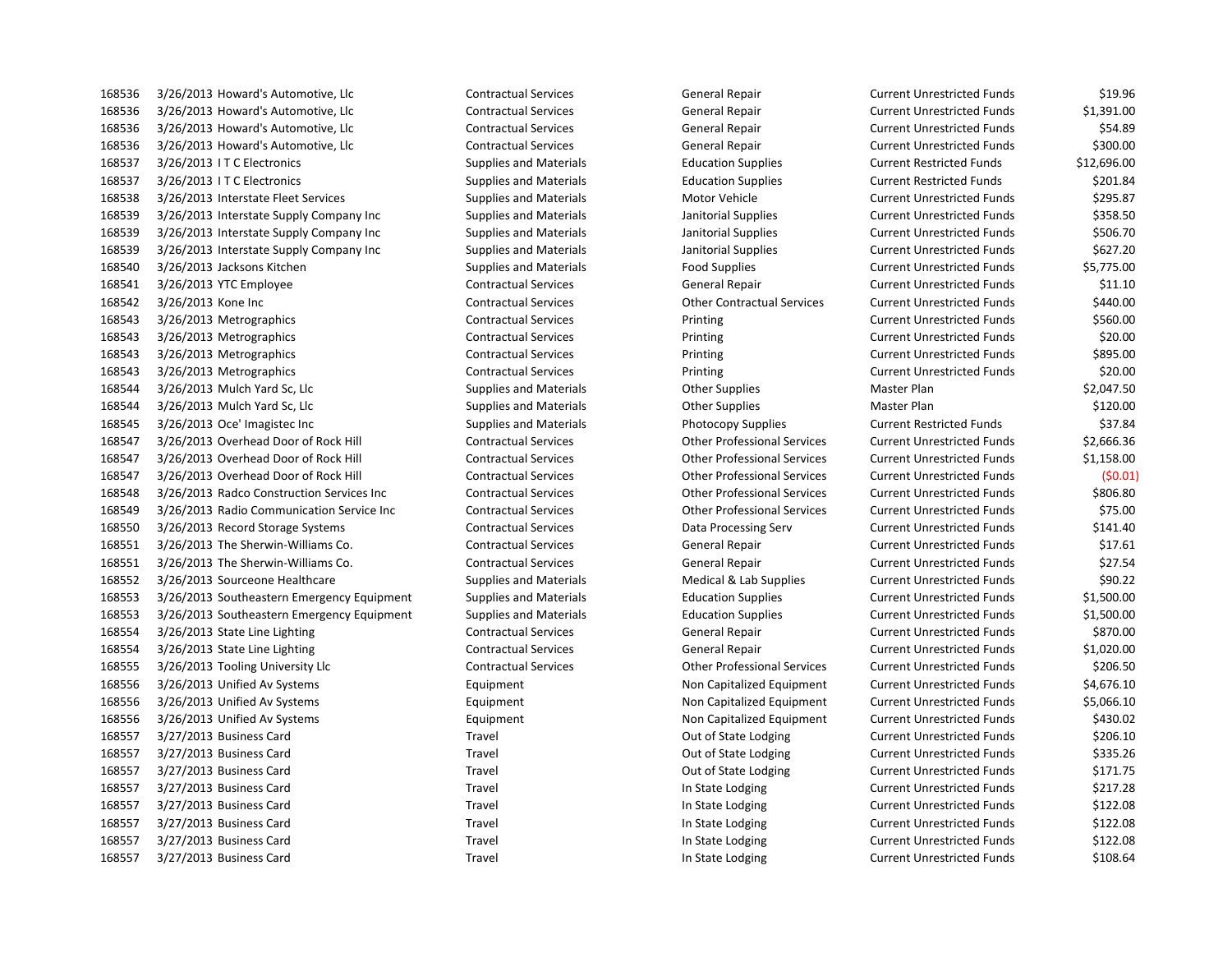| | | | | | | |
|---|---|---|---|---|---|---|
| 168536 | 3/26/2013 | Howard's Automotive, Llc | Contractual Services | General Repair | Current Unrestricted Funds | $19.96 |
| 168536 | 3/26/2013 | Howard's Automotive, Llc | Contractual Services | General Repair | Current Unrestricted Funds | $1,391.00 |
| 168536 | 3/26/2013 | Howard's Automotive, Llc | Contractual Services | General Repair | Current Unrestricted Funds | $54.89 |
| 168536 | 3/26/2013 | Howard's Automotive, Llc | Contractual Services | General Repair | Current Unrestricted Funds | $300.00 |
| 168537 | 3/26/2013 | I T C Electronics | Supplies and Materials | Education Supplies | Current Restricted Funds | $12,696.00 |
| 168537 | 3/26/2013 | I T C Electronics | Supplies and Materials | Education Supplies | Current Restricted Funds | $201.84 |
| 168538 | 3/26/2013 | Interstate Fleet Services | Supplies and Materials | Motor Vehicle | Current Unrestricted Funds | $295.87 |
| 168539 | 3/26/2013 | Interstate Supply Company Inc | Supplies and Materials | Janitorial Supplies | Current Unrestricted Funds | $358.50 |
| 168539 | 3/26/2013 | Interstate Supply Company Inc | Supplies and Materials | Janitorial Supplies | Current Unrestricted Funds | $506.70 |
| 168539 | 3/26/2013 | Interstate Supply Company Inc | Supplies and Materials | Janitorial Supplies | Current Unrestricted Funds | $627.20 |
| 168540 | 3/26/2013 | Jacksons Kitchen | Supplies and Materials | Food Supplies | Current Unrestricted Funds | $5,775.00 |
| 168541 | 3/26/2013 | YTC Employee | Contractual Services | General Repair | Current Unrestricted Funds | $11.10 |
| 168542 | 3/26/2013 | Kone Inc | Contractual Services | Other Contractual Services | Current Unrestricted Funds | $440.00 |
| 168543 | 3/26/2013 | Metrographics | Contractual Services | Printing | Current Unrestricted Funds | $560.00 |
| 168543 | 3/26/2013 | Metrographics | Contractual Services | Printing | Current Unrestricted Funds | $20.00 |
| 168543 | 3/26/2013 | Metrographics | Contractual Services | Printing | Current Unrestricted Funds | $895.00 |
| 168543 | 3/26/2013 | Metrographics | Contractual Services | Printing | Current Unrestricted Funds | $20.00 |
| 168544 | 3/26/2013 | Mulch Yard Sc, Llc | Supplies and Materials | Other Supplies | Master Plan | $2,047.50 |
| 168544 | 3/26/2013 | Mulch Yard Sc, Llc | Supplies and Materials | Other Supplies | Master Plan | $120.00 |
| 168545 | 3/26/2013 | Oce' Imagistec Inc | Supplies and Materials | Photocopy Supplies | Current Restricted Funds | $37.84 |
| 168547 | 3/26/2013 | Overhead Door of Rock Hill | Contractual Services | Other Professional Services | Current Unrestricted Funds | $2,666.36 |
| 168547 | 3/26/2013 | Overhead Door of Rock Hill | Contractual Services | Other Professional Services | Current Unrestricted Funds | $1,158.00 |
| 168547 | 3/26/2013 | Overhead Door of Rock Hill | Contractual Services | Other Professional Services | Current Unrestricted Funds | ($0.01) |
| 168548 | 3/26/2013 | Radco Construction Services Inc | Contractual Services | Other Professional Services | Current Unrestricted Funds | $806.80 |
| 168549 | 3/26/2013 | Radio Communication Service Inc | Contractual Services | Other Professional Services | Current Unrestricted Funds | $75.00 |
| 168550 | 3/26/2013 | Record Storage Systems | Contractual Services | Data Processing Serv | Current Unrestricted Funds | $141.40 |
| 168551 | 3/26/2013 | The Sherwin-Williams Co. | Contractual Services | General Repair | Current Unrestricted Funds | $17.61 |
| 168551 | 3/26/2013 | The Sherwin-Williams Co. | Contractual Services | General Repair | Current Unrestricted Funds | $27.54 |
| 168552 | 3/26/2013 | Sourceone Healthcare | Supplies and Materials | Medical & Lab Supplies | Current Unrestricted Funds | $90.22 |
| 168553 | 3/26/2013 | Southeastern Emergency Equipment | Supplies and Materials | Education Supplies | Current Unrestricted Funds | $1,500.00 |
| 168553 | 3/26/2013 | Southeastern Emergency Equipment | Supplies and Materials | Education Supplies | Current Unrestricted Funds | $1,500.00 |
| 168554 | 3/26/2013 | State Line Lighting | Contractual Services | General Repair | Current Unrestricted Funds | $870.00 |
| 168554 | 3/26/2013 | State Line Lighting | Contractual Services | General Repair | Current Unrestricted Funds | $1,020.00 |
| 168555 | 3/26/2013 | Tooling University Llc | Contractual Services | Other Professional Services | Current Unrestricted Funds | $206.50 |
| 168556 | 3/26/2013 | Unified Av Systems | Equipment | Non Capitalized Equipment | Current Unrestricted Funds | $4,676.10 |
| 168556 | 3/26/2013 | Unified Av Systems | Equipment | Non Capitalized Equipment | Current Unrestricted Funds | $5,066.10 |
| 168556 | 3/26/2013 | Unified Av Systems | Equipment | Non Capitalized Equipment | Current Unrestricted Funds | $430.02 |
| 168557 | 3/27/2013 | Business Card | Travel | Out of State Lodging | Current Unrestricted Funds | $206.10 |
| 168557 | 3/27/2013 | Business Card | Travel | Out of State Lodging | Current Unrestricted Funds | $335.26 |
| 168557 | 3/27/2013 | Business Card | Travel | Out of State Lodging | Current Unrestricted Funds | $171.75 |
| 168557 | 3/27/2013 | Business Card | Travel | In State Lodging | Current Unrestricted Funds | $217.28 |
| 168557 | 3/27/2013 | Business Card | Travel | In State Lodging | Current Unrestricted Funds | $122.08 |
| 168557 | 3/27/2013 | Business Card | Travel | In State Lodging | Current Unrestricted Funds | $122.08 |
| 168557 | 3/27/2013 | Business Card | Travel | In State Lodging | Current Unrestricted Funds | $122.08 |
| 168557 | 3/27/2013 | Business Card | Travel | In State Lodging | Current Unrestricted Funds | $108.64 |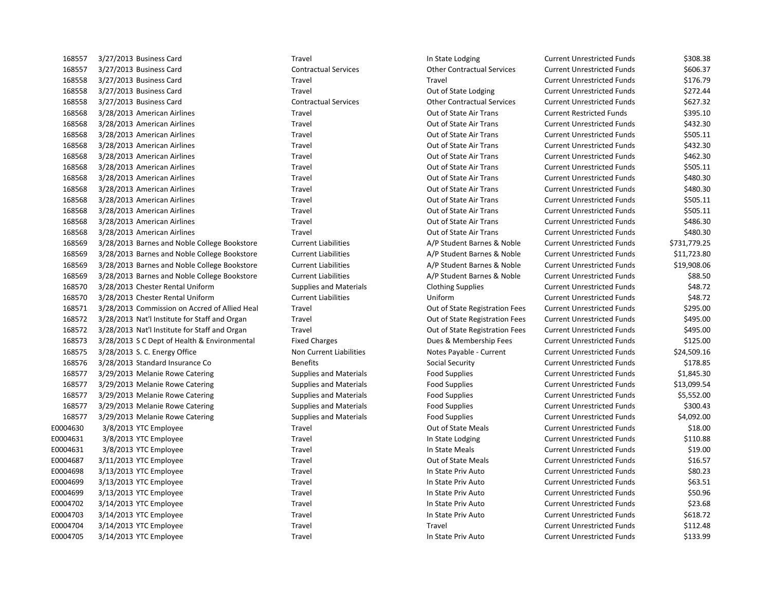| | | | | | | |
|---|---|---|---|---|---|---|
| 168557 | 3/27/2013 | Business Card | Travel | In State Lodging | Current Unrestricted Funds | $308.38 |
| 168557 | 3/27/2013 | Business Card | Contractual Services | Other Contractual Services | Current Unrestricted Funds | $606.37 |
| 168558 | 3/27/2013 | Business Card | Travel | Travel | Current Unrestricted Funds | $176.79 |
| 168558 | 3/27/2013 | Business Card | Travel | Out of State Lodging | Current Unrestricted Funds | $272.44 |
| 168558 | 3/27/2013 | Business Card | Contractual Services | Other Contractual Services | Current Unrestricted Funds | $627.32 |
| 168568 | 3/28/2013 | American Airlines | Travel | Out of State Air Trans | Current Restricted Funds | $395.10 |
| 168568 | 3/28/2013 | American Airlines | Travel | Out of State Air Trans | Current Unrestricted Funds | $432.30 |
| 168568 | 3/28/2013 | American Airlines | Travel | Out of State Air Trans | Current Unrestricted Funds | $505.11 |
| 168568 | 3/28/2013 | American Airlines | Travel | Out of State Air Trans | Current Unrestricted Funds | $432.30 |
| 168568 | 3/28/2013 | American Airlines | Travel | Out of State Air Trans | Current Unrestricted Funds | $462.30 |
| 168568 | 3/28/2013 | American Airlines | Travel | Out of State Air Trans | Current Unrestricted Funds | $505.11 |
| 168568 | 3/28/2013 | American Airlines | Travel | Out of State Air Trans | Current Unrestricted Funds | $480.30 |
| 168568 | 3/28/2013 | American Airlines | Travel | Out of State Air Trans | Current Unrestricted Funds | $480.30 |
| 168568 | 3/28/2013 | American Airlines | Travel | Out of State Air Trans | Current Unrestricted Funds | $505.11 |
| 168568 | 3/28/2013 | American Airlines | Travel | Out of State Air Trans | Current Unrestricted Funds | $505.11 |
| 168568 | 3/28/2013 | American Airlines | Travel | Out of State Air Trans | Current Unrestricted Funds | $486.30 |
| 168568 | 3/28/2013 | American Airlines | Travel | Out of State Air Trans | Current Unrestricted Funds | $480.30 |
| 168569 | 3/28/2013 | Barnes and Noble College Bookstore | Current Liabilities | A/P Student Barnes & Noble | Current Unrestricted Funds | $731,779.25 |
| 168569 | 3/28/2013 | Barnes and Noble College Bookstore | Current Liabilities | A/P Student Barnes & Noble | Current Unrestricted Funds | $11,723.80 |
| 168569 | 3/28/2013 | Barnes and Noble College Bookstore | Current Liabilities | A/P Student Barnes & Noble | Current Unrestricted Funds | $19,908.06 |
| 168569 | 3/28/2013 | Barnes and Noble College Bookstore | Current Liabilities | A/P Student Barnes & Noble | Current Unrestricted Funds | $88.50 |
| 168570 | 3/28/2013 | Chester Rental Uniform | Supplies and Materials | Clothing Supplies | Current Unrestricted Funds | $48.72 |
| 168570 | 3/28/2013 | Chester Rental Uniform | Current Liabilities | Uniform | Current Unrestricted Funds | $48.72 |
| 168571 | 3/28/2013 | Commission on Accred of Allied Heal | Travel | Out of State Registration Fees | Current Unrestricted Funds | $295.00 |
| 168572 | 3/28/2013 | Nat'l Institute for Staff and Organ | Travel | Out of State Registration Fees | Current Unrestricted Funds | $495.00 |
| 168572 | 3/28/2013 | Nat'l Institute for Staff and Organ | Travel | Out of State Registration Fees | Current Unrestricted Funds | $495.00 |
| 168573 | 3/28/2013 | S C Dept of Health & Environmental | Fixed Charges | Dues & Membership Fees | Current Unrestricted Funds | $125.00 |
| 168575 | 3/28/2013 | S. C. Energy Office | Non Current Liabilities | Notes Payable - Current | Current Unrestricted Funds | $24,509.16 |
| 168576 | 3/28/2013 | Standard Insurance Co | Benefits | Social Security | Current Unrestricted Funds | $178.85 |
| 168577 | 3/29/2013 | Melanie Rowe Catering | Supplies and Materials | Food Supplies | Current Unrestricted Funds | $1,845.30 |
| 168577 | 3/29/2013 | Melanie Rowe Catering | Supplies and Materials | Food Supplies | Current Unrestricted Funds | $13,099.54 |
| 168577 | 3/29/2013 | Melanie Rowe Catering | Supplies and Materials | Food Supplies | Current Unrestricted Funds | $5,552.00 |
| 168577 | 3/29/2013 | Melanie Rowe Catering | Supplies and Materials | Food Supplies | Current Unrestricted Funds | $300.43 |
| 168577 | 3/29/2013 | Melanie Rowe Catering | Supplies and Materials | Food Supplies | Current Unrestricted Funds | $4,092.00 |
| E0004630 | 3/8/2013 | YTC Employee | Travel | Out of State Meals | Current Unrestricted Funds | $18.00 |
| E0004631 | 3/8/2013 | YTC Employee | Travel | In State Lodging | Current Unrestricted Funds | $110.88 |
| E0004631 | 3/8/2013 | YTC Employee | Travel | In State Meals | Current Unrestricted Funds | $19.00 |
| E0004687 | 3/11/2013 | YTC Employee | Travel | Out of State Meals | Current Unrestricted Funds | $16.57 |
| E0004698 | 3/13/2013 | YTC Employee | Travel | In State Priv Auto | Current Unrestricted Funds | $80.23 |
| E0004699 | 3/13/2013 | YTC Employee | Travel | In State Priv Auto | Current Unrestricted Funds | $63.51 |
| E0004699 | 3/13/2013 | YTC Employee | Travel | In State Priv Auto | Current Unrestricted Funds | $50.96 |
| E0004702 | 3/14/2013 | YTC Employee | Travel | In State Priv Auto | Current Unrestricted Funds | $23.68 |
| E0004703 | 3/14/2013 | YTC Employee | Travel | In State Priv Auto | Current Unrestricted Funds | $618.72 |
| E0004704 | 3/14/2013 | YTC Employee | Travel | Travel | Current Unrestricted Funds | $112.48 |
| E0004705 | 3/14/2013 | YTC Employee | Travel | In State Priv Auto | Current Unrestricted Funds | $133.99 |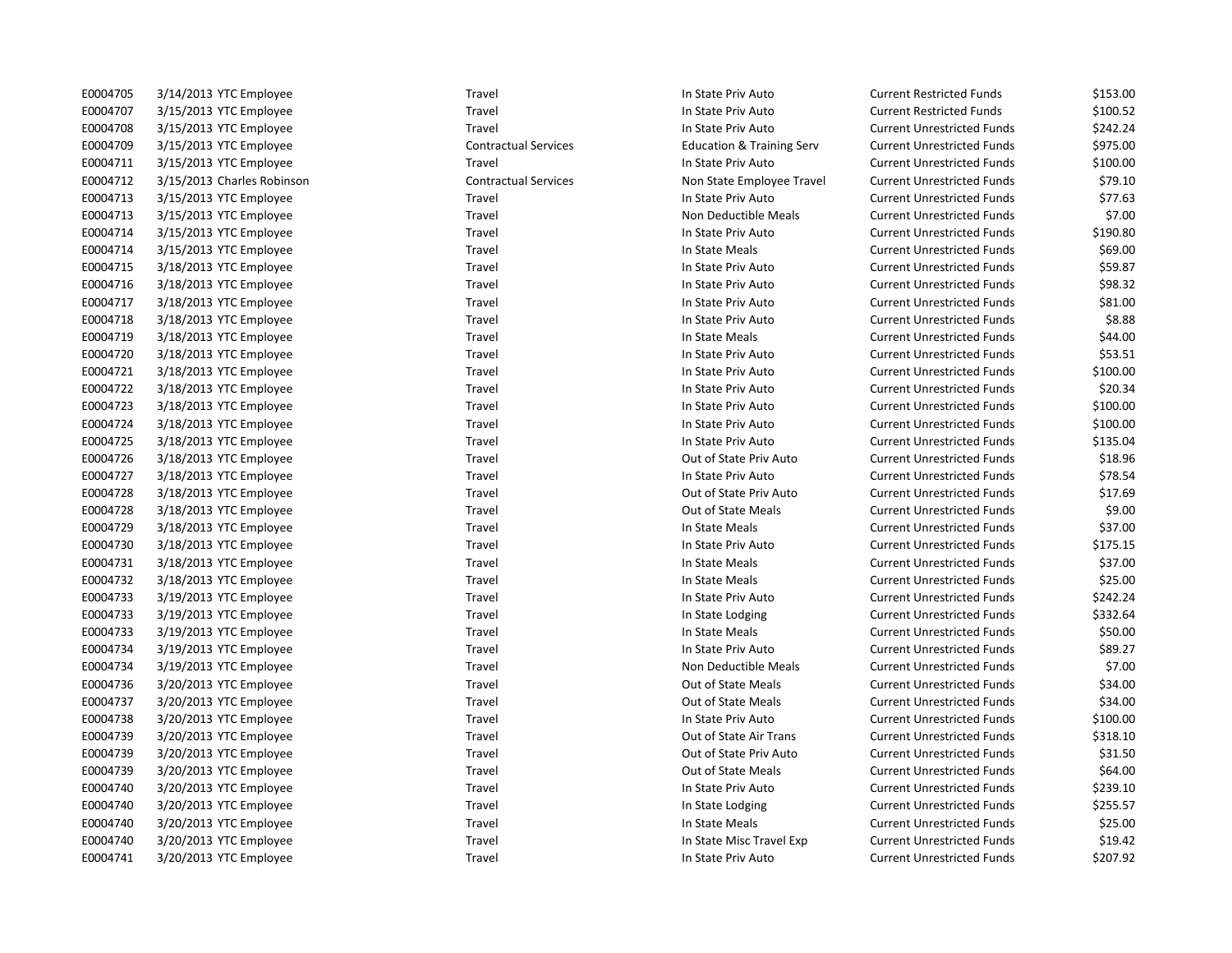| | | | | | | |
|---|---|---|---|---|---|---|
| E0004705 | 3/14/2013 | YTC Employee | Travel | In State Priv Auto | Current Restricted Funds | $153.00 |
| E0004707 | 3/15/2013 | YTC Employee | Travel | In State Priv Auto | Current Restricted Funds | $100.52 |
| E0004708 | 3/15/2013 | YTC Employee | Travel | In State Priv Auto | Current Unrestricted Funds | $242.24 |
| E0004709 | 3/15/2013 | YTC Employee | Contractual Services | Education & Training Serv | Current Unrestricted Funds | $975.00 |
| E0004711 | 3/15/2013 | YTC Employee | Travel | In State Priv Auto | Current Unrestricted Funds | $100.00 |
| E0004712 | 3/15/2013 | Charles Robinson | Contractual Services | Non State Employee Travel | Current Unrestricted Funds | $79.10 |
| E0004713 | 3/15/2013 | YTC Employee | Travel | In State Priv Auto | Current Unrestricted Funds | $77.63 |
| E0004713 | 3/15/2013 | YTC Employee | Travel | Non Deductible Meals | Current Unrestricted Funds | $7.00 |
| E0004714 | 3/15/2013 | YTC Employee | Travel | In State Priv Auto | Current Unrestricted Funds | $190.80 |
| E0004714 | 3/15/2013 | YTC Employee | Travel | In State Meals | Current Unrestricted Funds | $69.00 |
| E0004715 | 3/18/2013 | YTC Employee | Travel | In State Priv Auto | Current Unrestricted Funds | $59.87 |
| E0004716 | 3/18/2013 | YTC Employee | Travel | In State Priv Auto | Current Unrestricted Funds | $98.32 |
| E0004717 | 3/18/2013 | YTC Employee | Travel | In State Priv Auto | Current Unrestricted Funds | $81.00 |
| E0004718 | 3/18/2013 | YTC Employee | Travel | In State Priv Auto | Current Unrestricted Funds | $8.88 |
| E0004719 | 3/18/2013 | YTC Employee | Travel | In State Meals | Current Unrestricted Funds | $44.00 |
| E0004720 | 3/18/2013 | YTC Employee | Travel | In State Priv Auto | Current Unrestricted Funds | $53.51 |
| E0004721 | 3/18/2013 | YTC Employee | Travel | In State Priv Auto | Current Unrestricted Funds | $100.00 |
| E0004722 | 3/18/2013 | YTC Employee | Travel | In State Priv Auto | Current Unrestricted Funds | $20.34 |
| E0004723 | 3/18/2013 | YTC Employee | Travel | In State Priv Auto | Current Unrestricted Funds | $100.00 |
| E0004724 | 3/18/2013 | YTC Employee | Travel | In State Priv Auto | Current Unrestricted Funds | $100.00 |
| E0004725 | 3/18/2013 | YTC Employee | Travel | In State Priv Auto | Current Unrestricted Funds | $135.04 |
| E0004726 | 3/18/2013 | YTC Employee | Travel | Out of State Priv Auto | Current Unrestricted Funds | $18.96 |
| E0004727 | 3/18/2013 | YTC Employee | Travel | In State Priv Auto | Current Unrestricted Funds | $78.54 |
| E0004728 | 3/18/2013 | YTC Employee | Travel | Out of State Priv Auto | Current Unrestricted Funds | $17.69 |
| E0004728 | 3/18/2013 | YTC Employee | Travel | Out of State Meals | Current Unrestricted Funds | $9.00 |
| E0004729 | 3/18/2013 | YTC Employee | Travel | In State Meals | Current Unrestricted Funds | $37.00 |
| E0004730 | 3/18/2013 | YTC Employee | Travel | In State Priv Auto | Current Unrestricted Funds | $175.15 |
| E0004731 | 3/18/2013 | YTC Employee | Travel | In State Meals | Current Unrestricted Funds | $37.00 |
| E0004732 | 3/18/2013 | YTC Employee | Travel | In State Meals | Current Unrestricted Funds | $25.00 |
| E0004733 | 3/19/2013 | YTC Employee | Travel | In State Priv Auto | Current Unrestricted Funds | $242.24 |
| E0004733 | 3/19/2013 | YTC Employee | Travel | In State Lodging | Current Unrestricted Funds | $332.64 |
| E0004733 | 3/19/2013 | YTC Employee | Travel | In State Meals | Current Unrestricted Funds | $50.00 |
| E0004734 | 3/19/2013 | YTC Employee | Travel | In State Priv Auto | Current Unrestricted Funds | $89.27 |
| E0004734 | 3/19/2013 | YTC Employee | Travel | Non Deductible Meals | Current Unrestricted Funds | $7.00 |
| E0004736 | 3/20/2013 | YTC Employee | Travel | Out of State Meals | Current Unrestricted Funds | $34.00 |
| E0004737 | 3/20/2013 | YTC Employee | Travel | Out of State Meals | Current Unrestricted Funds | $34.00 |
| E0004738 | 3/20/2013 | YTC Employee | Travel | In State Priv Auto | Current Unrestricted Funds | $100.00 |
| E0004739 | 3/20/2013 | YTC Employee | Travel | Out of State Air Trans | Current Unrestricted Funds | $318.10 |
| E0004739 | 3/20/2013 | YTC Employee | Travel | Out of State Priv Auto | Current Unrestricted Funds | $31.50 |
| E0004739 | 3/20/2013 | YTC Employee | Travel | Out of State Meals | Current Unrestricted Funds | $64.00 |
| E0004740 | 3/20/2013 | YTC Employee | Travel | In State Priv Auto | Current Unrestricted Funds | $239.10 |
| E0004740 | 3/20/2013 | YTC Employee | Travel | In State Lodging | Current Unrestricted Funds | $255.57 |
| E0004740 | 3/20/2013 | YTC Employee | Travel | In State Meals | Current Unrestricted Funds | $25.00 |
| E0004740 | 3/20/2013 | YTC Employee | Travel | In State Misc Travel Exp | Current Unrestricted Funds | $19.42 |
| E0004741 | 3/20/2013 | YTC Employee | Travel | In State Priv Auto | Current Unrestricted Funds | $207.92 |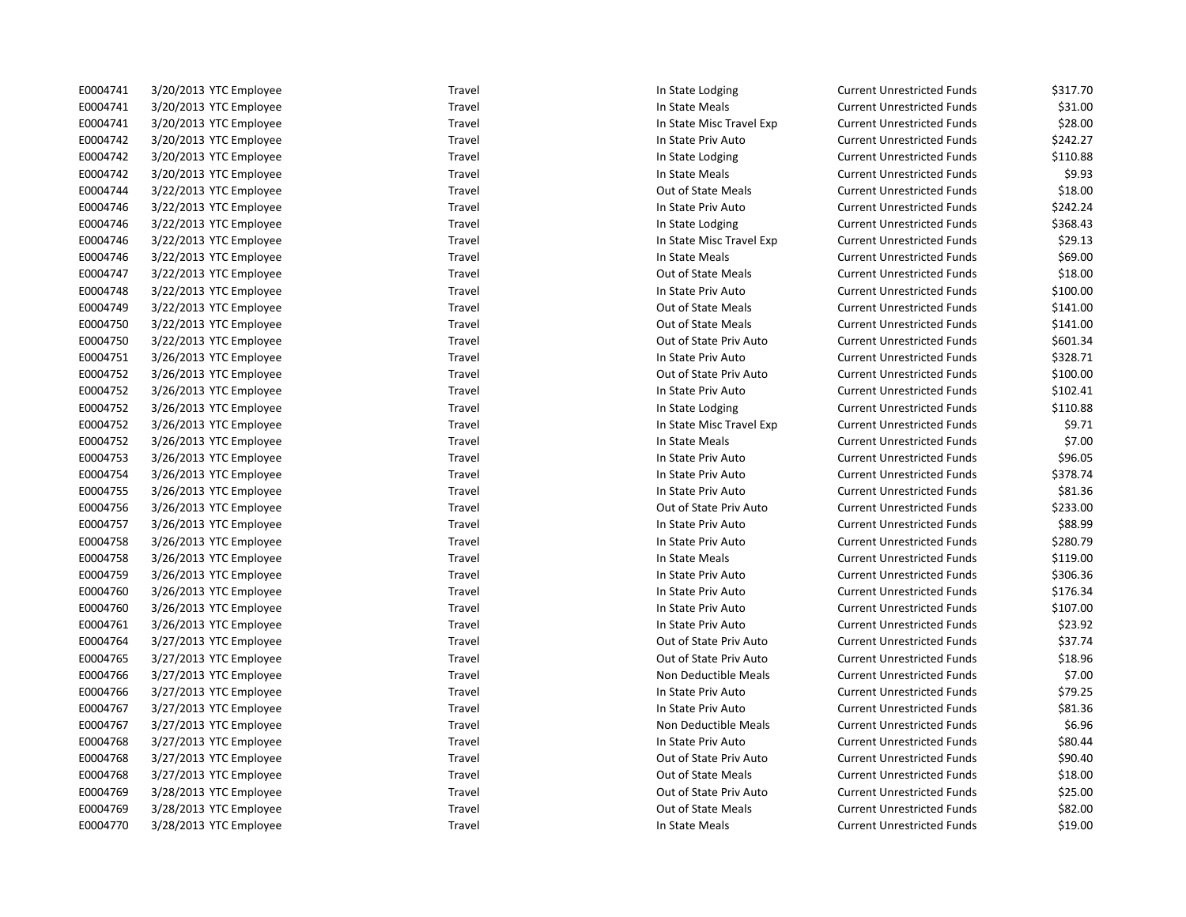| | | | | | | |
|---|---|---|---|---|---|---|
| E0004741 | 3/20/2013 | YTC Employee | Travel | In State Lodging | Current Unrestricted Funds | $317.70 |
| E0004741 | 3/20/2013 | YTC Employee | Travel | In State Meals | Current Unrestricted Funds | $31.00 |
| E0004741 | 3/20/2013 | YTC Employee | Travel | In State Misc Travel Exp | Current Unrestricted Funds | $28.00 |
| E0004742 | 3/20/2013 | YTC Employee | Travel | In State Priv Auto | Current Unrestricted Funds | $242.27 |
| E0004742 | 3/20/2013 | YTC Employee | Travel | In State Lodging | Current Unrestricted Funds | $110.88 |
| E0004742 | 3/20/2013 | YTC Employee | Travel | In State Meals | Current Unrestricted Funds | $9.93 |
| E0004744 | 3/22/2013 | YTC Employee | Travel | Out of State Meals | Current Unrestricted Funds | $18.00 |
| E0004746 | 3/22/2013 | YTC Employee | Travel | In State Priv Auto | Current Unrestricted Funds | $242.24 |
| E0004746 | 3/22/2013 | YTC Employee | Travel | In State Lodging | Current Unrestricted Funds | $368.43 |
| E0004746 | 3/22/2013 | YTC Employee | Travel | In State Misc Travel Exp | Current Unrestricted Funds | $29.13 |
| E0004746 | 3/22/2013 | YTC Employee | Travel | In State Meals | Current Unrestricted Funds | $69.00 |
| E0004747 | 3/22/2013 | YTC Employee | Travel | Out of State Meals | Current Unrestricted Funds | $18.00 |
| E0004748 | 3/22/2013 | YTC Employee | Travel | In State Priv Auto | Current Unrestricted Funds | $100.00 |
| E0004749 | 3/22/2013 | YTC Employee | Travel | Out of State Meals | Current Unrestricted Funds | $141.00 |
| E0004750 | 3/22/2013 | YTC Employee | Travel | Out of State Meals | Current Unrestricted Funds | $141.00 |
| E0004750 | 3/22/2013 | YTC Employee | Travel | Out of State Priv Auto | Current Unrestricted Funds | $601.34 |
| E0004751 | 3/26/2013 | YTC Employee | Travel | In State Priv Auto | Current Unrestricted Funds | $328.71 |
| E0004752 | 3/26/2013 | YTC Employee | Travel | Out of State Priv Auto | Current Unrestricted Funds | $100.00 |
| E0004752 | 3/26/2013 | YTC Employee | Travel | In State Priv Auto | Current Unrestricted Funds | $102.41 |
| E0004752 | 3/26/2013 | YTC Employee | Travel | In State Lodging | Current Unrestricted Funds | $110.88 |
| E0004752 | 3/26/2013 | YTC Employee | Travel | In State Misc Travel Exp | Current Unrestricted Funds | $9.71 |
| E0004752 | 3/26/2013 | YTC Employee | Travel | In State Meals | Current Unrestricted Funds | $7.00 |
| E0004753 | 3/26/2013 | YTC Employee | Travel | In State Priv Auto | Current Unrestricted Funds | $96.05 |
| E0004754 | 3/26/2013 | YTC Employee | Travel | In State Priv Auto | Current Unrestricted Funds | $378.74 |
| E0004755 | 3/26/2013 | YTC Employee | Travel | In State Priv Auto | Current Unrestricted Funds | $81.36 |
| E0004756 | 3/26/2013 | YTC Employee | Travel | Out of State Priv Auto | Current Unrestricted Funds | $233.00 |
| E0004757 | 3/26/2013 | YTC Employee | Travel | In State Priv Auto | Current Unrestricted Funds | $88.99 |
| E0004758 | 3/26/2013 | YTC Employee | Travel | In State Priv Auto | Current Unrestricted Funds | $280.79 |
| E0004758 | 3/26/2013 | YTC Employee | Travel | In State Meals | Current Unrestricted Funds | $119.00 |
| E0004759 | 3/26/2013 | YTC Employee | Travel | In State Priv Auto | Current Unrestricted Funds | $306.36 |
| E0004760 | 3/26/2013 | YTC Employee | Travel | In State Priv Auto | Current Unrestricted Funds | $176.34 |
| E0004760 | 3/26/2013 | YTC Employee | Travel | In State Priv Auto | Current Unrestricted Funds | $107.00 |
| E0004761 | 3/26/2013 | YTC Employee | Travel | In State Priv Auto | Current Unrestricted Funds | $23.92 |
| E0004764 | 3/27/2013 | YTC Employee | Travel | Out of State Priv Auto | Current Unrestricted Funds | $37.74 |
| E0004765 | 3/27/2013 | YTC Employee | Travel | Out of State Priv Auto | Current Unrestricted Funds | $18.96 |
| E0004766 | 3/27/2013 | YTC Employee | Travel | Non Deductible Meals | Current Unrestricted Funds | $7.00 |
| E0004766 | 3/27/2013 | YTC Employee | Travel | In State Priv Auto | Current Unrestricted Funds | $79.25 |
| E0004767 | 3/27/2013 | YTC Employee | Travel | In State Priv Auto | Current Unrestricted Funds | $81.36 |
| E0004767 | 3/27/2013 | YTC Employee | Travel | Non Deductible Meals | Current Unrestricted Funds | $6.96 |
| E0004768 | 3/27/2013 | YTC Employee | Travel | In State Priv Auto | Current Unrestricted Funds | $80.44 |
| E0004768 | 3/27/2013 | YTC Employee | Travel | Out of State Priv Auto | Current Unrestricted Funds | $90.40 |
| E0004768 | 3/27/2013 | YTC Employee | Travel | Out of State Meals | Current Unrestricted Funds | $18.00 |
| E0004769 | 3/28/2013 | YTC Employee | Travel | Out of State Priv Auto | Current Unrestricted Funds | $25.00 |
| E0004769 | 3/28/2013 | YTC Employee | Travel | Out of State Meals | Current Unrestricted Funds | $82.00 |
| E0004770 | 3/28/2013 | YTC Employee | Travel | In State Meals | Current Unrestricted Funds | $19.00 |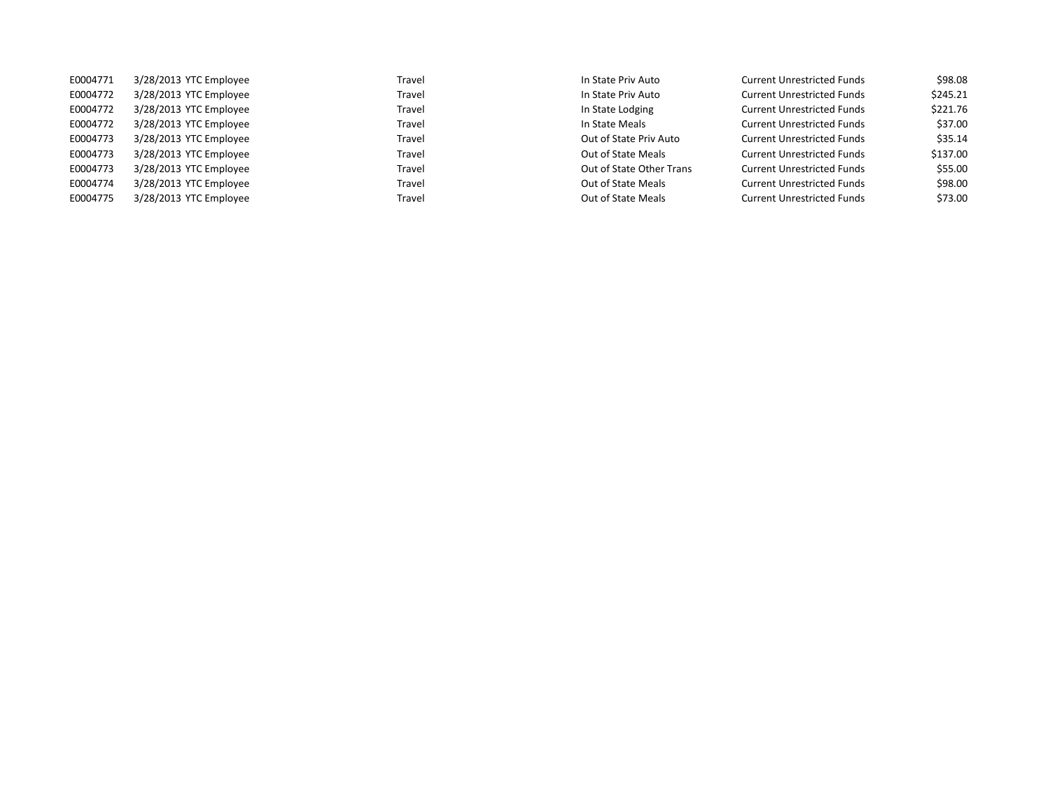| | | | | | | |
|---|---|---|---|---|---|---|
| E0004771 | 3/28/2013 | YTC Employee | Travel | In State Priv Auto | Current Unrestricted Funds | $98.08 |
| E0004772 | 3/28/2013 | YTC Employee | Travel | In State Priv Auto | Current Unrestricted Funds | $245.21 |
| E0004772 | 3/28/2013 | YTC Employee | Travel | In State Lodging | Current Unrestricted Funds | $221.76 |
| E0004772 | 3/28/2013 | YTC Employee | Travel | In State Meals | Current Unrestricted Funds | $37.00 |
| E0004773 | 3/28/2013 | YTC Employee | Travel | Out of State Priv Auto | Current Unrestricted Funds | $35.14 |
| E0004773 | 3/28/2013 | YTC Employee | Travel | Out of State Meals | Current Unrestricted Funds | $137.00 |
| E0004773 | 3/28/2013 | YTC Employee | Travel | Out of State Other Trans | Current Unrestricted Funds | $55.00 |
| E0004774 | 3/28/2013 | YTC Employee | Travel | Out of State Meals | Current Unrestricted Funds | $98.00 |
| E0004775 | 3/28/2013 | YTC Employee | Travel | Out of State Meals | Current Unrestricted Funds | $73.00 |